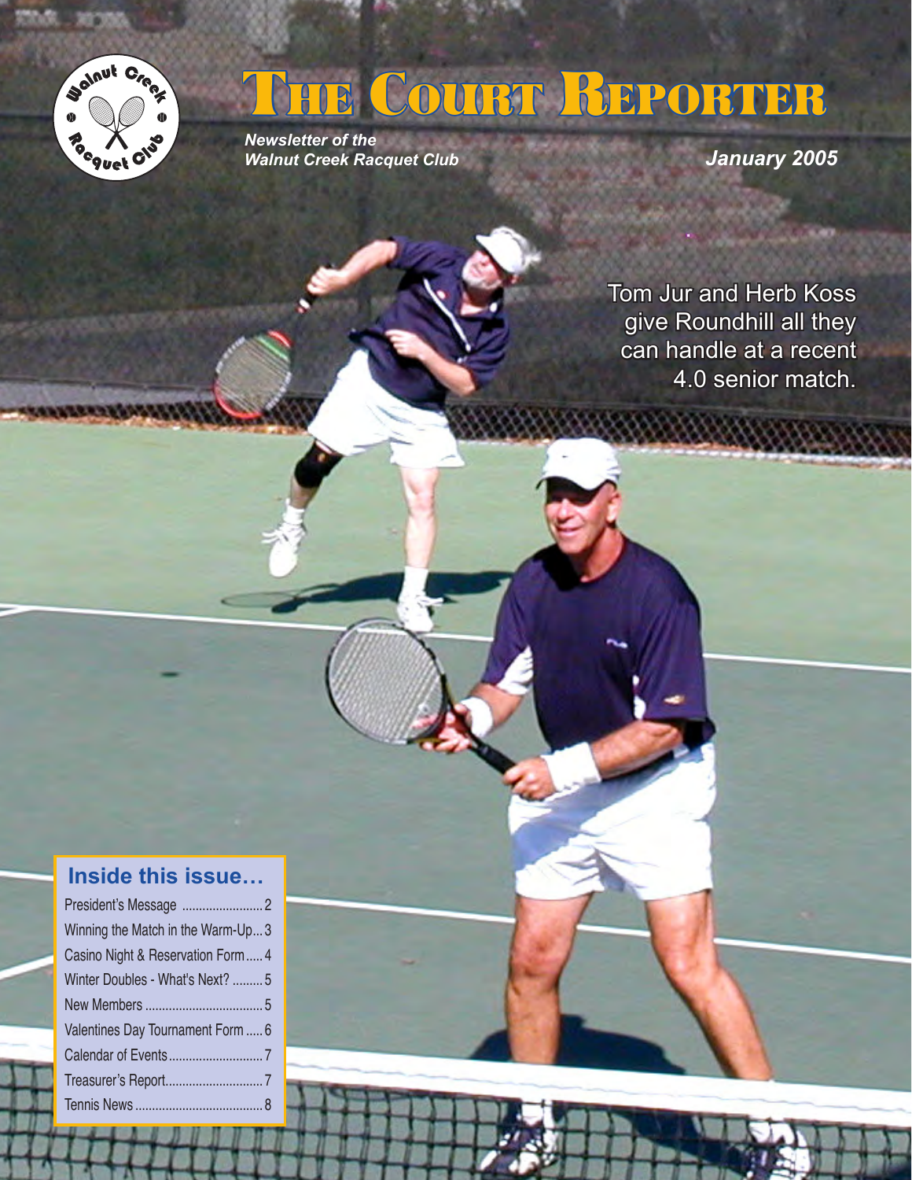# The Court Reporter

*Newsletter of the Walnut Creek Racquet Club*

*January 2005*

Tom Jur and Herb Koss give Roundhill all they can handle at a recent 4.0 senior match.

## Inside this issue…

| | |
|---|---|
| President's Message | 2 |
| Winning the Match in the Warm-Up | 3 |
| Casino Night & Reservation Form | 4 |
| Winter Doubles - What's Next? | 5 |
| New Members | 5 |
| Valentines Day Tournament Form | 6 |
| Calendar of Events | 7 |
| Treasurer's Report | 7 |
| Tennis News | 8 |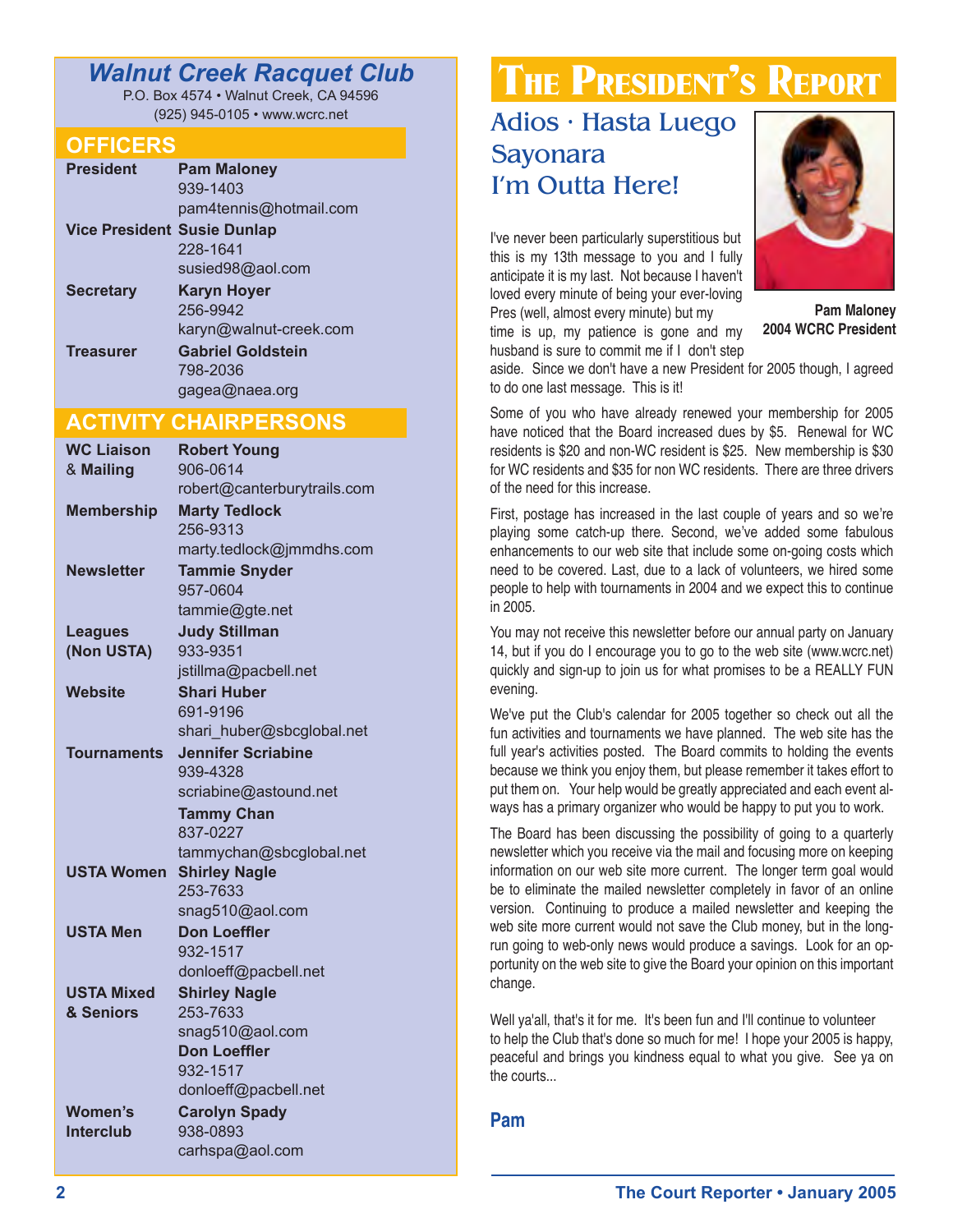## Walnut Creek Racquet Club

P.O. Box 4574 • Walnut Creek, CA 94596
(925) 945-0105 • www.wcrc.net

### OFFICERS

| | |
|---|---|
| **President** | **Pam Maloney**<br>939-1403<br>pam4tennis@hotmail.com |
| **Vice President** | **Susie Dunlap**<br>228-1641<br>susied98@aol.com |
| **Secretary** | **Karyn Hoyer**<br>256-9942<br>karyn@walnut-creek.com |
| **Treasurer** | **Gabriel Goldstein**<br>798-2036<br>gagea@naea.org |

### ACTIVITY CHAIRPERSONS

| | |
|---|---|
| **WC Liaison & Mailing** | **Robert Young**<br>906-0614<br>robert@canterburytrails.com |
| **Membership** | **Marty Tedlock**<br>256-9313<br>marty.tedlock@jmmdhs.com |
| **Newsletter** | **Tammie Snyder**<br>957-0604<br>tammie@gte.net |
| **Leagues (Non USTA)** | **Judy Stillman**<br>933-9351<br>jstillma@pacbell.net |
| **Website** | **Shari Huber**<br>691-9196<br>shari_huber@sbcglobal.net |
| **Tournaments** | **Jennifer Scriabine**<br>939-4328<br>scriabine@astound.net<br>**Tammy Chan**<br>837-0227<br>tammychan@sbcglobal.net |
| **USTA Women** | **Shirley Nagle**<br>253-7633<br>snag510@aol.com |
| **USTA Men** | **Don Loeffler**<br>932-1517<br>donloeff@pacbell.net |
| **USTA Mixed & Seniors** | **Shirley Nagle**<br>253-7633<br>snag510@aol.com<br>**Don Loeffler**<br>932-1517<br>donloeff@pacbell.net |
| **Women's Interclub** | **Carolyn Spady**<br>938-0893<br>carhspa@aol.com |

# The President's Report

## Adios · Hasta Luego Sayonara I'm Outta Here!

**Pam Maloney**
**2004 WCRC President**

I've never been particularly superstitious but this is my 13th message to you and I fully anticipate it is my last. Not because I haven't loved every minute of being your ever-loving Pres (well, almost every minute) but my time is up, my patience is gone and my husband is sure to commit me if I don't step aside. Since we don't have a new President for 2005 though, I agreed to do one last message. This is it!

Some of you who have already renewed your membership for 2005 have noticed that the Board increased dues by $5. Renewal for WC residents is $20 and non-WC resident is $25. New membership is $30 for WC residents and $35 for non WC residents. There are three drivers of the need for this increase.

First, postage has increased in the last couple of years and so we're playing some catch-up there. Second, we've added some fabulous enhancements to our web site that include some on-going costs which need to be covered. Last, due to a lack of volunteers, we hired some people to help with tournaments in 2004 and we expect this to continue in 2005.

You may not receive this newsletter before our annual party on January 14, but if you do I encourage you to go to the web site (www.wcrc.net) quickly and sign-up to join us for what promises to be a REALLY FUN evening.

We've put the Club's calendar for 2005 together so check out all the fun activities and tournaments we have planned. The web site has the full year's activities posted. The Board commits to holding the events because we think you enjoy them, but please remember it takes effort to put them on. Your help would be greatly appreciated and each event always has a primary organizer who would be happy to put you to work.

The Board has been discussing the possibility of going to a quarterly newsletter which you receive via the mail and focusing more on keeping information on our web site more current. The longer term goal would be to eliminate the mailed newsletter completely in favor of an online version. Continuing to produce a mailed newsletter and keeping the web site more current would not save the Club money, but in the long-run going to web-only news would produce a savings. Look for an opportunity on the web site to give the Board your opinion on this important change.

Well ya'all, that's it for me. It's been fun and I'll continue to volunteer to help the Club that's done so much for me! I hope your 2005 is happy, peaceful and brings you kindness equal to what you give. See ya on the courts...

**Pam**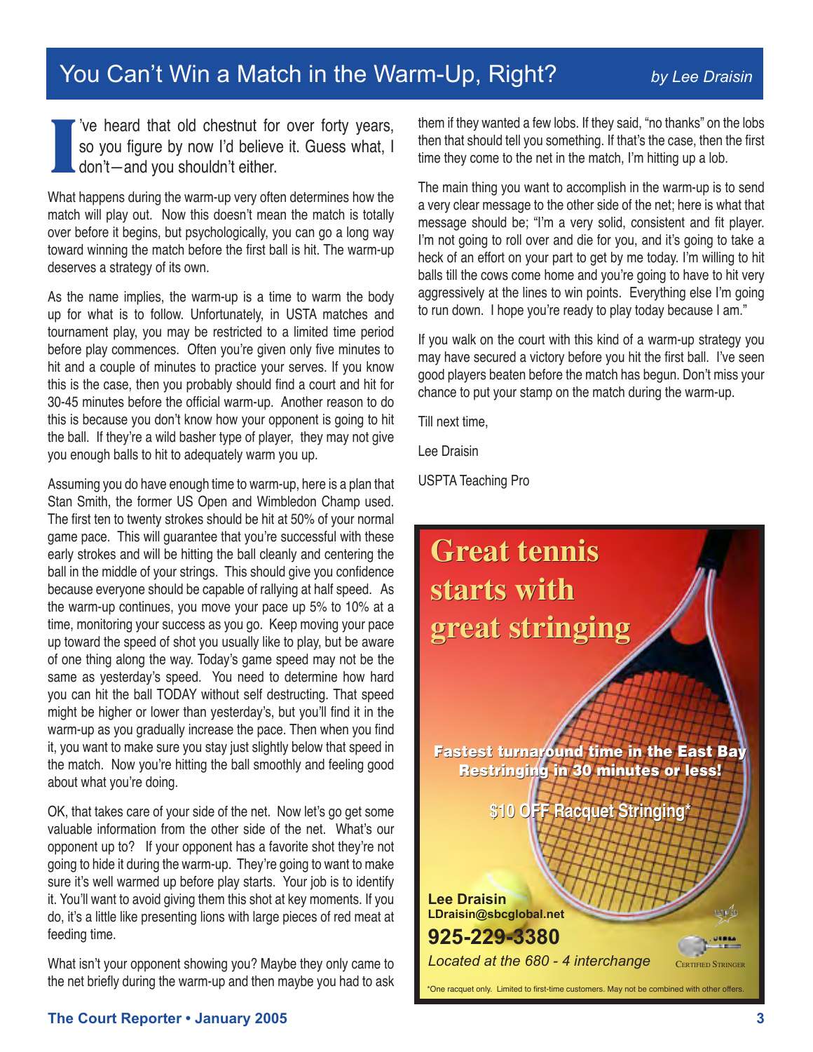# You Can't Win a Match in the Warm-Up, Right?

*by Lee Draisin*

I've heard that old chestnut for over forty years, so you figure by now I'd believe it. Guess what, I don't—and you shouldn't either.

What happens during the warm-up very often determines how the match will play out. Now this doesn't mean the match is totally over before it begins, but psychologically, you can go a long way toward winning the match before the first ball is hit. The warm-up deserves a strategy of its own.

As the name implies, the warm-up is a time to warm the body up for what is to follow. Unfortunately, in USTA matches and tournament play, you may be restricted to a limited time period before play commences. Often you're given only five minutes to hit and a couple of minutes to practice your serves. If you know this is the case, then you probably should find a court and hit for 30-45 minutes before the official warm-up. Another reason to do this is because you don't know how your opponent is going to hit the ball. If they're a wild basher type of player, they may not give you enough balls to hit to adequately warm you up.

Assuming you do have enough time to warm-up, here is a plan that Stan Smith, the former US Open and Wimbledon Champ used. The first ten to twenty strokes should be hit at 50% of your normal game pace. This will guarantee that you're successful with these early strokes and will be hitting the ball cleanly and centering the ball in the middle of your strings. This should give you confidence because everyone should be capable of rallying at half speed. As the warm-up continues, you move your pace up 5% to 10% at a time, monitoring your success as you go. Keep moving your pace up toward the speed of shot you usually like to play, but be aware of one thing along the way. Today's game speed may not be the same as yesterday's speed. You need to determine how hard you can hit the ball TODAY without self destructing. That speed might be higher or lower than yesterday's, but you'll find it in the warm-up as you gradually increase the pace. Then when you find it, you want to make sure you stay just slightly below that speed in the match. Now you're hitting the ball smoothly and feeling good about what you're doing.

OK, that takes care of your side of the net. Now let's go get some valuable information from the other side of the net. What's our opponent up to? If your opponent has a favorite shot they're not going to hide it during the warm-up. They're going to want to make sure it's well warmed up before play starts. Your job is to identify it. You'll want to avoid giving them this shot at key moments. If you do, it's a little like presenting lions with large pieces of red meat at feeding time.

What isn't your opponent showing you? Maybe they only came to the net briefly during the warm-up and then maybe you had to ask them if they wanted a few lobs. If they said, "no thanks" on the lobs then that should tell you something. If that's the case, then the first time they come to the net in the match, I'm hitting up a lob.

The main thing you want to accomplish in the warm-up is to send a very clear message to the other side of the net; here is what that message should be; "I'm a very solid, consistent and fit player. I'm not going to roll over and die for you, and it's going to take a heck of an effort on your part to get by me today. I'm willing to hit balls till the cows come home and you're going to have to hit very aggressively at the lines to win points. Everything else I'm going to run down. I hope you're ready to play today because I am."

If you walk on the court with this kind of a warm-up strategy you may have secured a victory before you hit the first ball. I've seen good players beaten before the match has begun. Don't miss your chance to put your stamp on the match during the warm-up.

Till next time,

Lee Draisin

USPTA Teaching Pro

---

**Great tennis starts with great stringing**

**Fastest turnaround time in the East Bay**
**Restringing in 30 minutes or less!**

**$10 OFF Racquet Stringing***

**Lee Draisin**
**LDraisin@sbcglobal.net**
**925-229-3380**
*Located at the 680 - 4 interchange*

Certified Stringer

*One racquet only. Limited to first-time customers. May not be combined with other offers.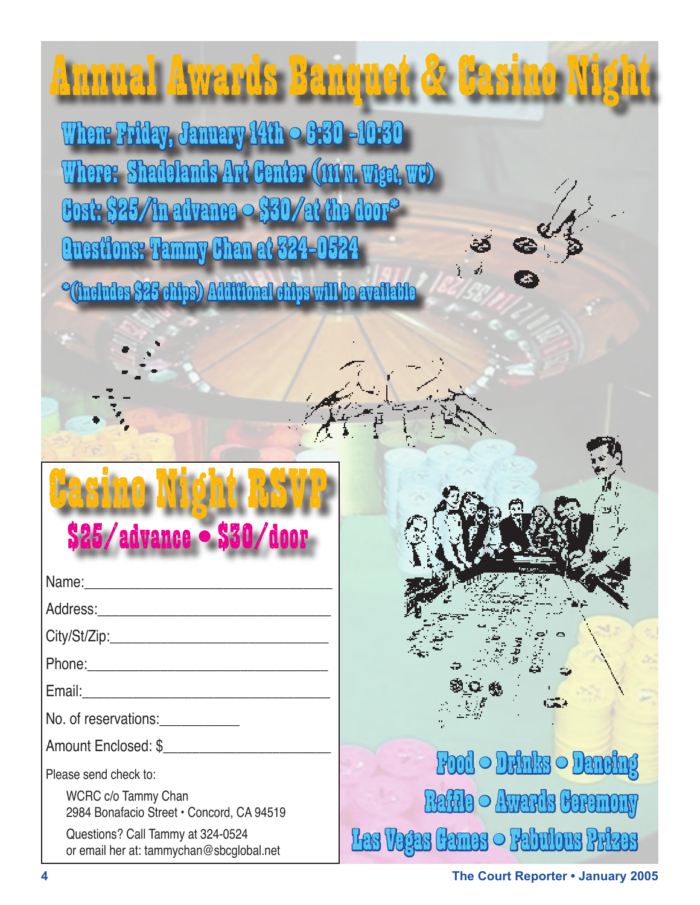# Annual Awards Banquet & Casino Night

**When: Friday, January 14th • 6:30 -10:30**

**Where: Shadelands Art Center (111 N. Wiget, WC)**

**Cost: $25/in advance • $30/at the door***

**Questions: Tammy Chan at 324-0524**

*(includes $25 chips) Additional chips will be available

## Casino Night RSVP

**$25/advance • $30/door**

Name:_______________________________

Address:_____________________________

City/St/Zip:___________________________

Phone:______________________________

Email:_______________________________

No. of reservations:___________

Amount Enclosed: $_____________________

Please send check to:

WCRC c/o Tammy Chan
2984 Bonafacio Street • Concord, CA 94519

Questions? Call Tammy at 324-0524
or email her at: tammychan@sbcglobal.net

**Food • Drinks • Dancing**

**Raffle • Awards Ceremony**

**Las Vegas Games • Fabulous Prizes**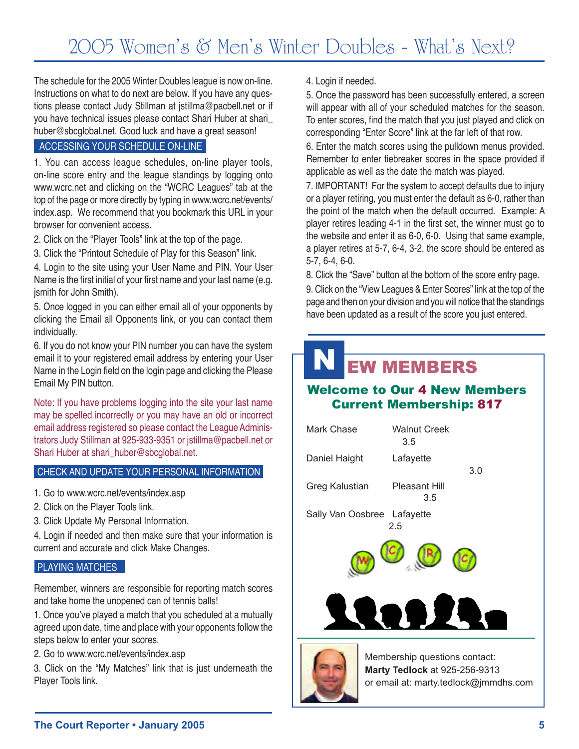# 2005 Women's & Men's Winter Doubles - What's Next?

The schedule for the 2005 Winter Doubles league is now on-line. Instructions on what to do next are below. If you have any questions please contact Judy Stillman at jstillma@pacbell.net or if you have technical issues please contact Shari Huber at shari_huber@sbcglobal.net. Good luck and have a great season!

## ACCESSING YOUR SCHEDULE ON-LINE

1. You can access league schedules, on-line player tools, on-line score entry and the league standings by logging onto www.wcrc.net and clicking on the "WCRC Leagues" tab at the top of the page or more directly by typing in www.wcrc.net/events/index.asp. We recommend that you bookmark this URL in your browser for convenient access.
2. Click on the "Player Tools" link at the top of the page.
3. Click the "Printout Schedule of Play for this Season" link.
4. Login to the site using your User Name and PIN. Your User Name is the first initial of your first name and your last name (e.g. jsmith for John Smith).
5. Once logged in you can either email all of your opponents by clicking the Email all Opponents link, or you can contact them individually.
6. If you do not know your PIN number you can have the system email it to your registered email address by entering your User Name in the Login field on the login page and clicking the Please Email My PIN button.

Note: If you have problems logging into the site your last name may be spelled incorrectly or you may have an old or incorrect email address registered so please contact the League Administrators Judy Stillman at 925-933-9351 or jstillma@pacbell.net or Shari Huber at shari_huber@sbcglobal.net.

## CHECK AND UPDATE YOUR PERSONAL INFORMATION

1. Go to www.wcrc.net/events/index.asp
2. Click on the Player Tools link.
3. Click Update My Personal Information.
4. Login if needed and then make sure that your information is current and accurate and click Make Changes.

## PLAYING MATCHES

Remember, winners are responsible for reporting match scores and take home the unopened can of tennis balls!

1. Once you've played a match that you scheduled at a mutually agreed upon date, time and place with your opponents follow the steps below to enter your scores.
2. Go to www.wcrc.net/events/index.asp
3. Click on the "My Matches" link that is just underneath the Player Tools link.
4. Login if needed.
5. Once the password has been successfully entered, a screen will appear with all of your scheduled matches for the season. To enter scores, find the match that you just played and click on corresponding "Enter Score" link at the far left of that row.
6. Enter the match scores using the pulldown menus provided. Remember to enter tiebreaker scores in the space provided if applicable as well as the date the match was played.
7. IMPORTANT! For the system to accept defaults due to injury or a player retiring, you must enter the default as 6-0, rather than the point of the match when the default occurred. Example: A player retires leading 4-1 in the first set, the winner must go to the website and enter it as 6-0, 6-0. Using that same example, a player retires at 5-7, 6-4, 3-2, the score should be entered as 5-7, 6-4, 6-0.
8. Click the "Save" button at the bottom of the score entry page.
9. Click on the "View Leagues & Enter Scores" link at the top of the page and then on your division and you will notice that the standings have been updated as a result of the score you just entered.

# NEW MEMBERS

### Welcome to Our 4 New Members
### Current Membership: 817

| Name | City | Rating |
|---|---|---|
| Mark Chase | Walnut Creek | 3.5 |
| Daniel Haight | Lafayette | 3.0 |
| Greg Kalustian | Pleasant Hill | 3.5 |
| Sally Van Oosbree | Lafayette | 2.5 |

Membership questions contact:
**Marty Tedlock** at 925-256-9313
or email at: marty.tedlock@jmmdhs.com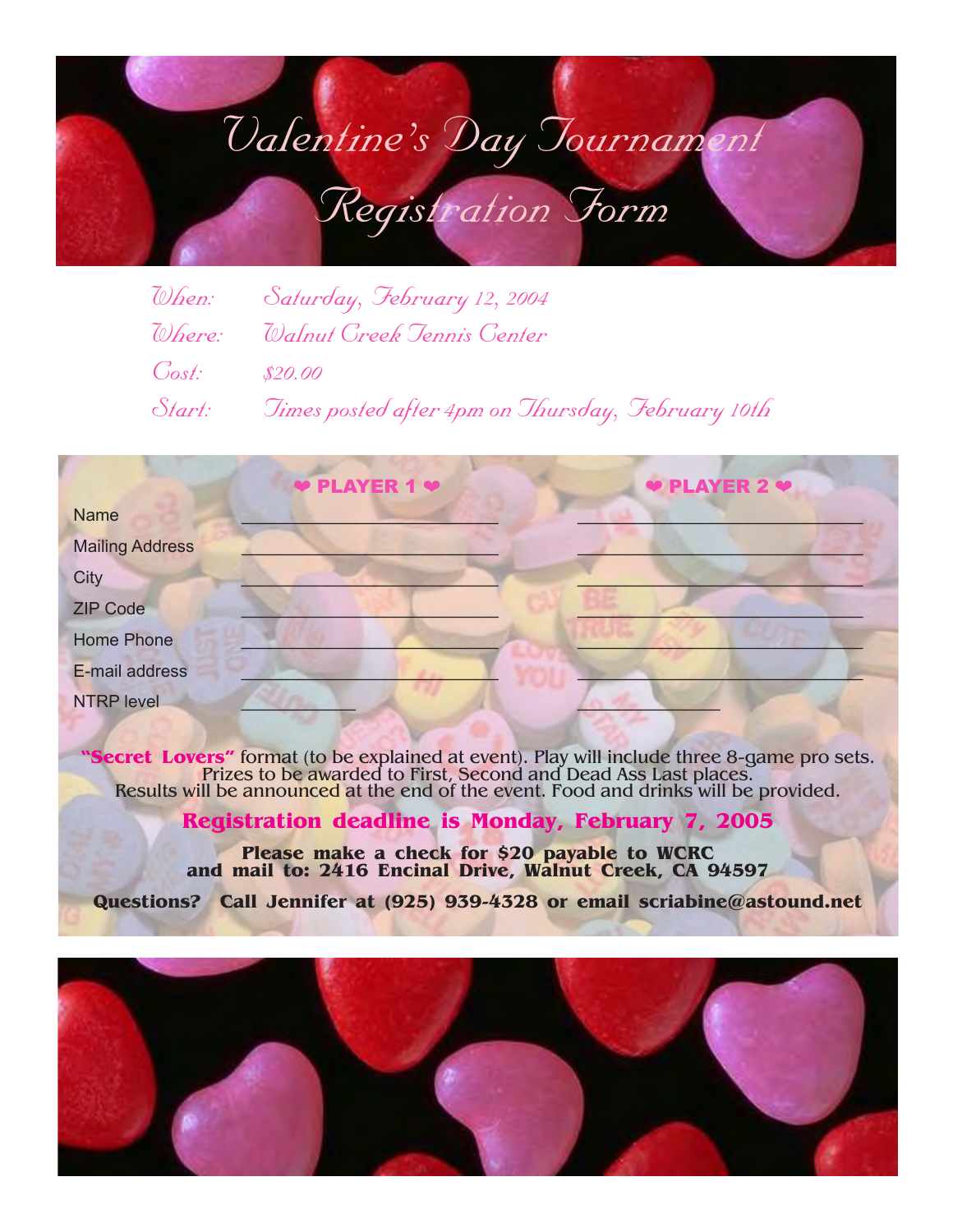# Valentine's Day Tournament Registration Form

*When:* Saturday, February 12, 2004

*Where:* Walnut Creek Tennis Center

*Cost:* $20.00

*Start:* Times posted after 4pm on Thursday, February 10th

| | ❤ PLAYER 1 ❤ | ❤ PLAYER 2 ❤ |
|---|---|---|
| Name | ____________________ | ____________________ |
| Mailing Address | ____________________ | ____________________ |
| City | ____________________ | ____________________ |
| ZIP Code | ____________________ | ____________________ |
| Home Phone | ____________________ | ____________________ |
| E-mail address | ____________________ | ____________________ |
| NTRP level | __________ | __________ |

**"Secret Lovers"** format (to be explained at event). Play will include three 8-game pro sets. Prizes to be awarded to First, Second and Dead Ass Last places. Results will be announced at the end of the event. Food and drinks will be provided.

**Registration deadline is Monday, February 7, 2005**

**Please make a check for $20 payable to WCRC and mail to: 2416 Encinal Drive, Walnut Creek, CA 94597**

**Questions? Call Jennifer at (925) 939-4328 or email scriabine@astound.net**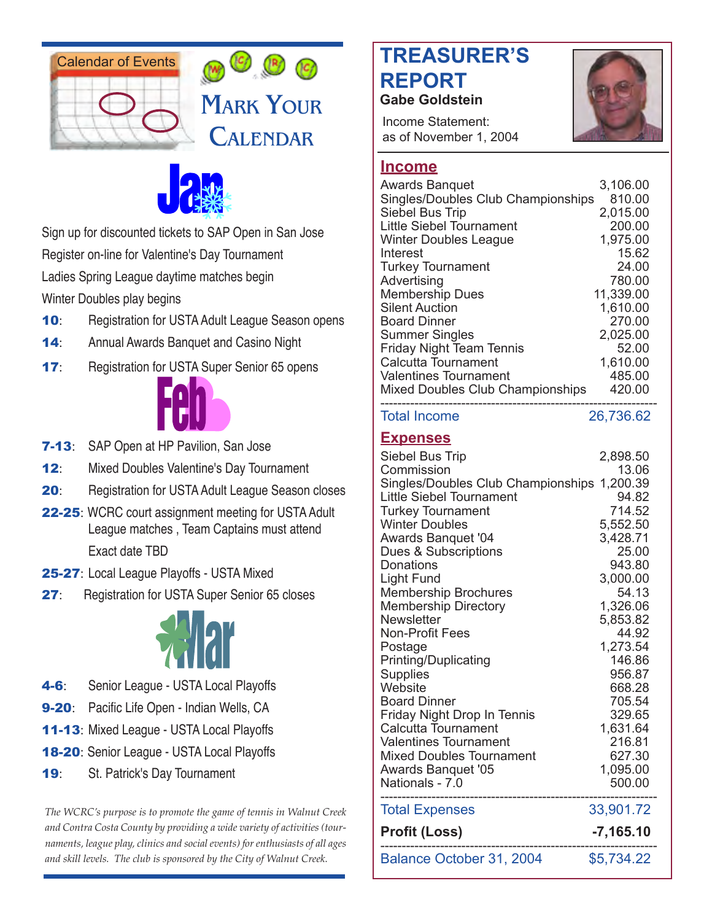Calendar of Events

# Mark Your Calendar

## Jan

Sign up for discounted tickets to SAP Open in San Jose

Register on-line for Valentine's Day Tournament

Ladies Spring League daytime matches begin

Winter Doubles play begins

- **10**: Registration for USTA Adult League Season opens
- **14**: Annual Awards Banquet and Casino Night
- **17**: Registration for USTA Super Senior 65 opens

## Feb

- **7-13**: SAP Open at HP Pavilion, San Jose
- **12**: Mixed Doubles Valentine's Day Tournament
- **20**: Registration for USTA Adult League Season closes
- **22-25**: WCRC court assignment meeting for USTA Adult League matches , Team Captains must attend Exact date TBD
- **25-27**: Local League Playoffs - USTA Mixed
- **27**: Registration for USTA Super Senior 65 closes

## Mar

- **4-6**: Senior League - USTA Local Playoffs
- **9-20**: Pacific Life Open - Indian Wells, CA
- **11-13**: Mixed League - USTA Local Playoffs
- **18-20**: Senior League - USTA Local Playoffs
- **19**: St. Patrick's Day Tournament

*The WCRC's purpose is to promote the game of tennis in Walnut Creek and Contra Costa County by providing a wide variety of activities (tournaments, league play, clinics and social events) for enthusiasts of all ages and skill levels. The club is sponsored by the City of Walnut Creek.*

# TREASURER'S REPORT

**Gabe Goldstein**

Income Statement:
as of November 1, 2004

## Income

| | |
|---|---|
| Awards Banquet | 3,106.00 |
| Singles/Doubles Club Championships | 810.00 |
| Siebel Bus Trip | 2,015.00 |
| Little Siebel Tournament | 200.00 |
| Winter Doubles League | 1,975.00 |
| Interest | 15.62 |
| Turkey Tournament | 24.00 |
| Advertising | 780.00 |
| Membership Dues | 11,339.00 |
| Silent Auction | 1,610.00 |
| Board Dinner | 270.00 |
| Summer Singles | 2,025.00 |
| Friday Night Team Tennis | 52.00 |
| Calcutta Tournament | 1,610.00 |
| Valentines Tournament | 485.00 |
| Mixed Doubles Club Championships | 420.00 |
| Total Income | 26,736.62 |

## Expenses

| | |
|---|---|
| Siebel Bus Trip | 2,898.50 |
| Commission | 13.06 |
| Singles/Doubles Club Championships | 1,200.39 |
| Little Siebel Tournament | 94.82 |
| Turkey Tournament | 714.52 |
| Winter Doubles | 5,552.50 |
| Awards Banquet '04 | 3,428.71 |
| Dues & Subscriptions | 25.00 |
| Donations | 943.80 |
| Light Fund | 3,000.00 |
| Membership Brochures | 54.13 |
| Membership Directory | 1,326.06 |
| Newsletter | 5,853.82 |
| Non-Profit Fees | 44.92 |
| Postage | 1,273.54 |
| Printing/Duplicating | 146.86 |
| Supplies | 956.87 |
| Website | 668.28 |
| Board Dinner | 705.54 |
| Friday Night Drop In Tennis | 329.65 |
| Calcutta Tournament | 1,631.64 |
| Valentines Tournament | 216.81 |
| Mixed Doubles Tournament | 627.30 |
| Awards Banquet '05 | 1,095.00 |
| Nationals - 7.0 | 500.00 |
| Total Expenses | 33,901.72 |
| **Profit (Loss)** | **-7,165.10** |
| Balance October 31, 2004 | $5,734.22 |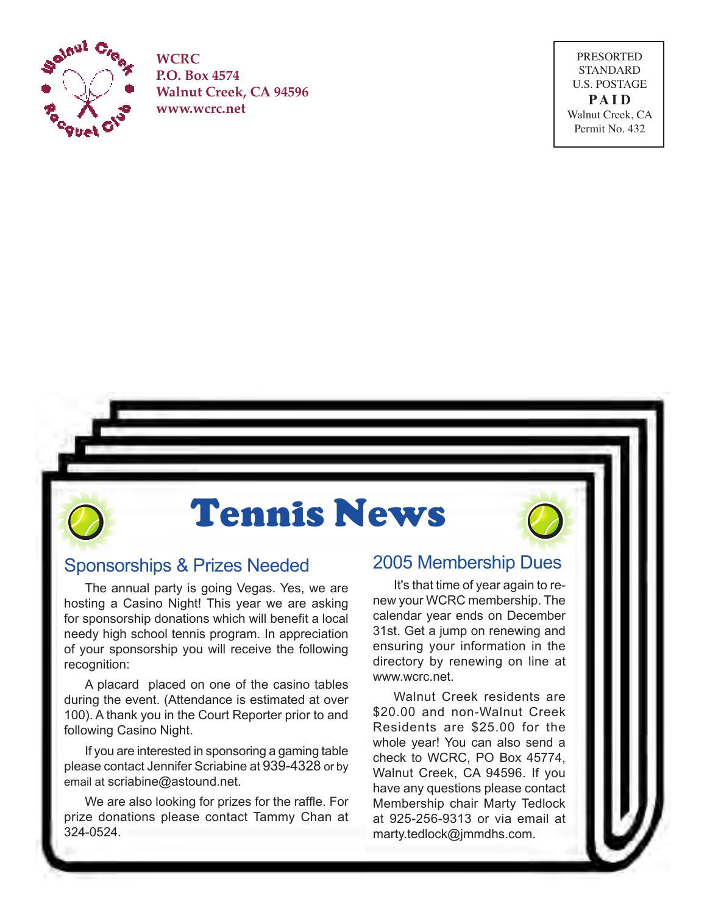WCRC
P.O. Box 4574
Walnut Creek, CA 94596
www.wcrc.net

PRESORTED
STANDARD
U.S. POSTAGE
**PAID**
Walnut Creek, CA
Permit No. 432

# Tennis News

## Sponsorships & Prizes Needed

The annual party is going Vegas. Yes, we are hosting a Casino Night! This year we are asking for sponsorship donations which will benefit a local needy high school tennis program. In appreciation of your sponsorship you will receive the following recognition:

A placard placed on one of the casino tables during the event. (Attendance is estimated at over 100). A thank you in the Court Reporter prior to and following Casino Night.

If you are interested in sponsoring a gaming table please contact Jennifer Scriabine at 939-4328 or by email at scriabine@astound.net.

We are also looking for prizes for the raffle. For prize donations please contact Tammy Chan at 324-0524.

## 2005 Membership Dues

It's that time of year again to renew your WCRC membership. The calendar year ends on December 31st. Get a jump on renewing and ensuring your information in the directory by renewing on line at www.wcrc.net.

Walnut Creek residents are $20.00 and non-Walnut Creek Residents are $25.00 for the whole year! You can also send a check to WCRC, PO Box 45774, Walnut Creek, CA 94596. If you have any questions please contact Membership chair Marty Tedlock at 925-256-9313 or via email at marty.tedlock@jmmdhs.com.